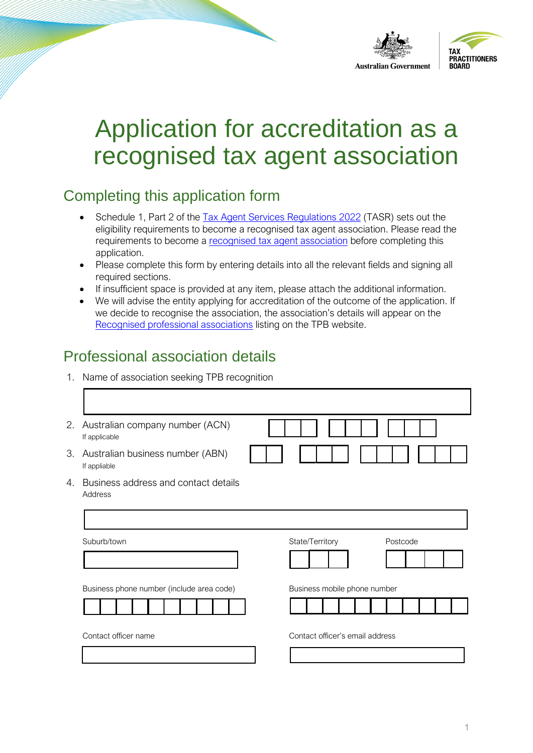Australian Government

TAX PRACTITIONERS BOARD

# Application for accreditation as a recognised tax agent association

## Completing this application form

- Schedule 1, Part 2 of the Tax Agent Services Regulations 2022 (TASR) sets out the eligibility requirements to become a recognised tax agent association. Please read the requirements to become a recognised tax agent association before completing this application.
- Please complete this form by entering details into all the relevant fields and signing all required sections.
- If insufficient space is provided at any item, please attach the additional information.
- We will advise the entity applying for accreditation of the outcome of the application. If we decide to recognise the association, the association's details will appear on the Recognised professional associations listing on the TPB website.

## Professional association details

1. Name of association seeking TPB recognition

2. Australian company number (ACN)
   If applicable

3. Australian business number (ABN)
   If appliable

4. Business address and contact details
   Address

   Suburb/town

   State/Territory

   Postcode

   Business phone number (include area code)

   Business mobile phone number

   Contact officer name

   Contact officer's email address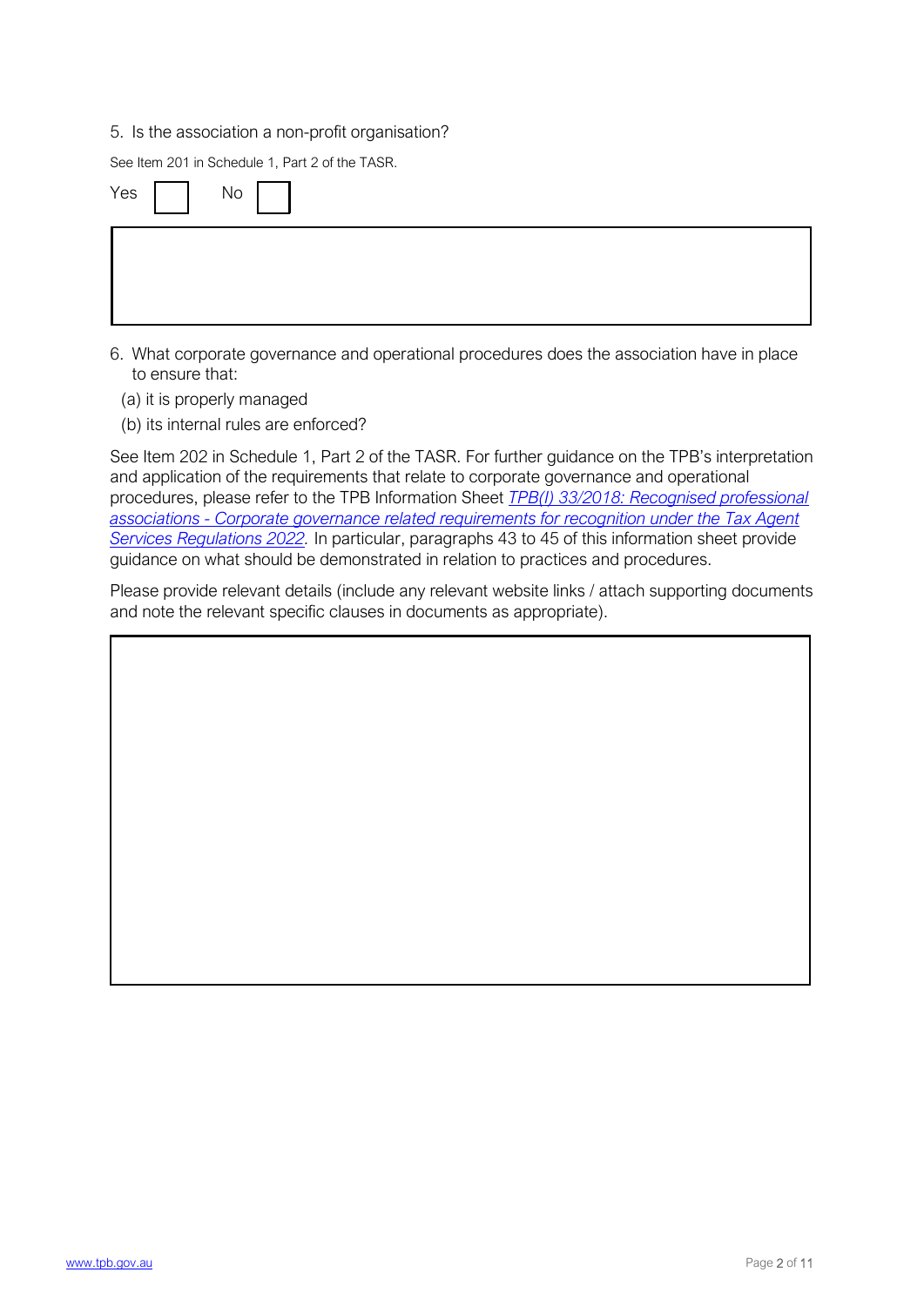5. Is the association a non-profit organisation?

See Item 201 in Schedule 1, Part 2 of the TASR.

Yes ☐ No ☐

6. What corporate governance and operational procedures does the association have in place to ensure that:

   (a) it is properly managed

   (b) its internal rules are enforced?

See Item 202 in Schedule 1, Part 2 of the TASR. For further guidance on the TPB's interpretation and application of the requirements that relate to corporate governance and operational procedures, please refer to the TPB Information Sheet *TPB(I) 33/2018: Recognised professional associations - Corporate governance related requirements for recognition under the Tax Agent Services Regulations 2022.* In particular, paragraphs 43 to 45 of this information sheet provide guidance on what should be demonstrated in relation to practices and procedures.

Please provide relevant details (include any relevant website links / attach supporting documents and note the relevant specific clauses in documents as appropriate).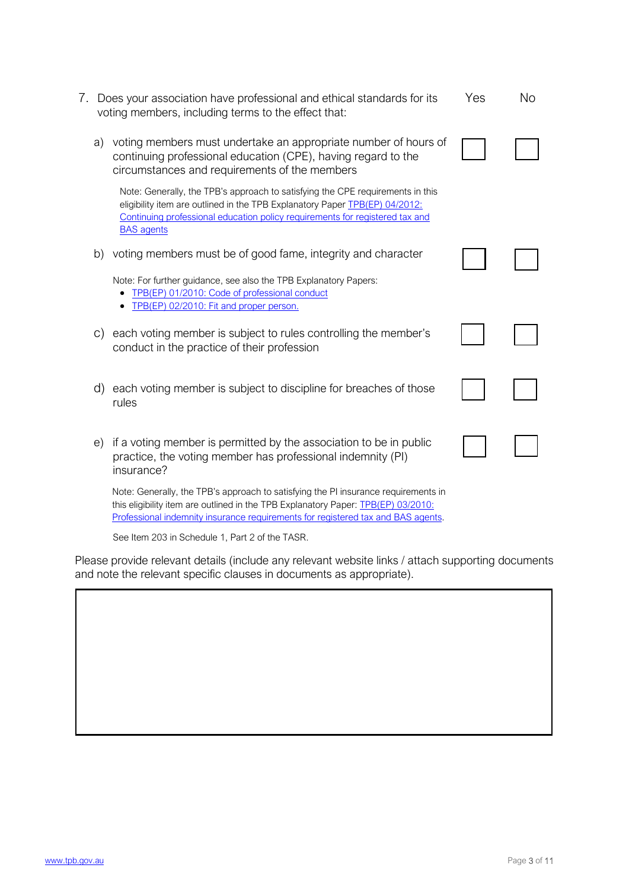7. Does your association have professional and ethical standards for its voting members, including terms to the effect that:

| | Yes | No |
|---|---|---|
| a) voting members must undertake an appropriate number of hours of continuing professional education (CPE), having regard to the circumstances and requirements of the members | ☐ | ☐ |
| b) voting members must be of good fame, integrity and character | ☐ | ☐ |
| c) each voting member is subject to rules controlling the member's conduct in the practice of their profession | ☐ | ☐ |
| d) each voting member is subject to discipline for breaches of those rules | ☐ | ☐ |
| e) if a voting member is permitted by the association to be in public practice, the voting member has professional indemnity (PI) insurance? | ☐ | ☐ |

Note (item a): Generally, the TPB's approach to satisfying the CPE requirements in this eligibility item are outlined in the TPB Explanatory Paper [TPB(EP) 04/2012: Continuing professional education policy requirements for registered tax and BAS agents]

Note (item b): For further guidance, see also the TPB Explanatory Papers:

- [TPB(EP) 01/2010: Code of professional conduct]
- [TPB(EP) 02/2010: Fit and proper person.]

Note (item e): Generally, the TPB's approach to satisfying the PI insurance requirements in this eligibility item are outlined in the TPB Explanatory Paper: [TPB(EP) 03/2010: Professional indemnity insurance requirements for registered tax and BAS agents].

See Item 203 in Schedule 1, Part 2 of the TASR.

Please provide relevant details (include any relevant website links / attach supporting documents and note the relevant specific clauses in documents as appropriate).

| |
|---|
| |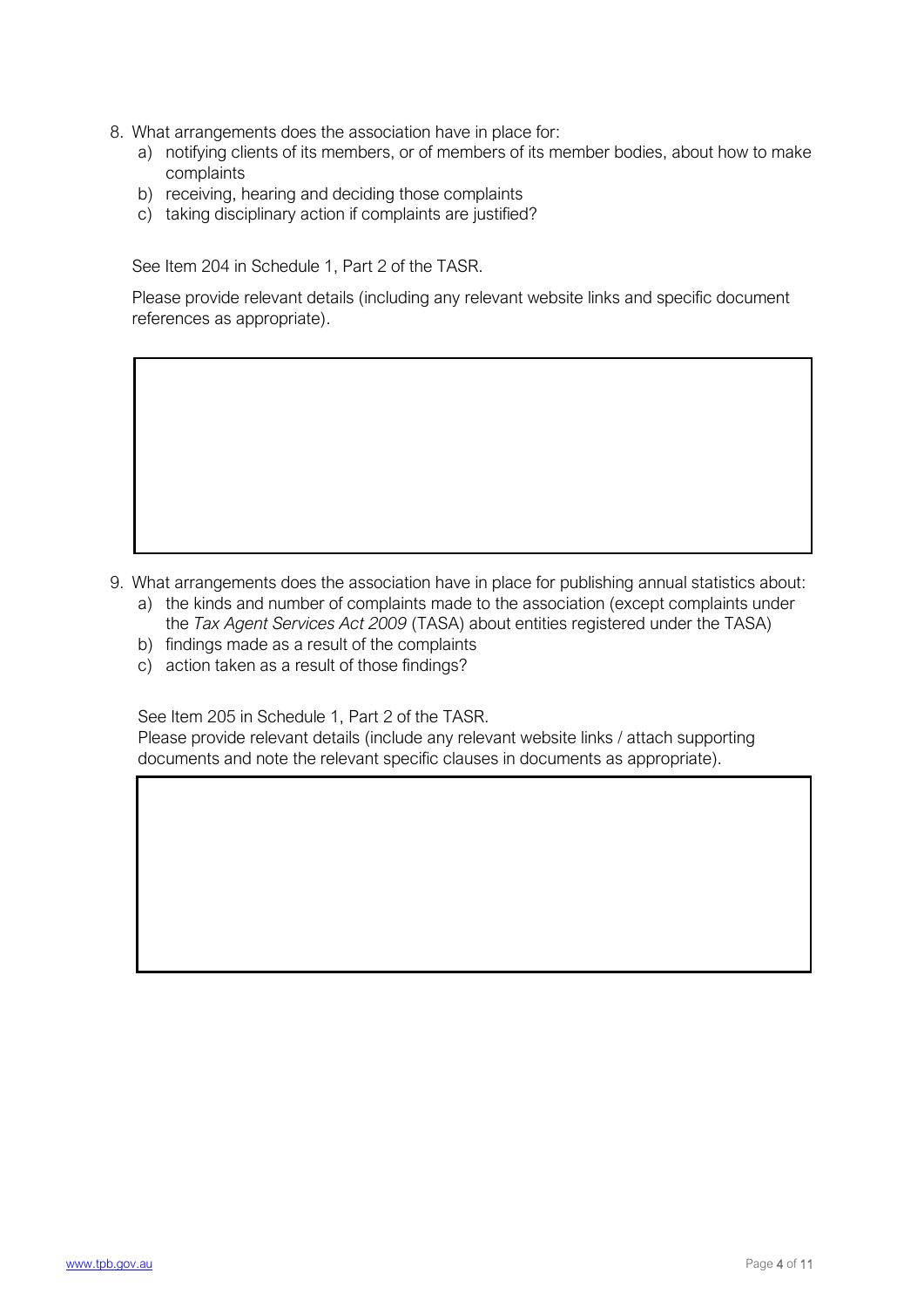8. What arrangements does the association have in place for:
    a) notifying clients of its members, or of members of its member bodies, about how to make complaints
    b) receiving, hearing and deciding those complaints
    c) taking disciplinary action if complaints are justified?

    See Item 204 in Schedule 1, Part 2 of the TASR.

    Please provide relevant details (including any relevant website links and specific document references as appropriate).

|  |
|---|
|  |

9. What arrangements does the association have in place for publishing annual statistics about:
    a) the kinds and number of complaints made to the association (except complaints under the *Tax Agent Services Act 2009* (TASA) about entities registered under the TASA)
    b) findings made as a result of the complaints
    c) action taken as a result of those findings?

    See Item 205 in Schedule 1, Part 2 of the TASR.

    Please provide relevant details (include any relevant website links / attach supporting documents and note the relevant specific clauses in documents as appropriate).

|  |
|---|
|  |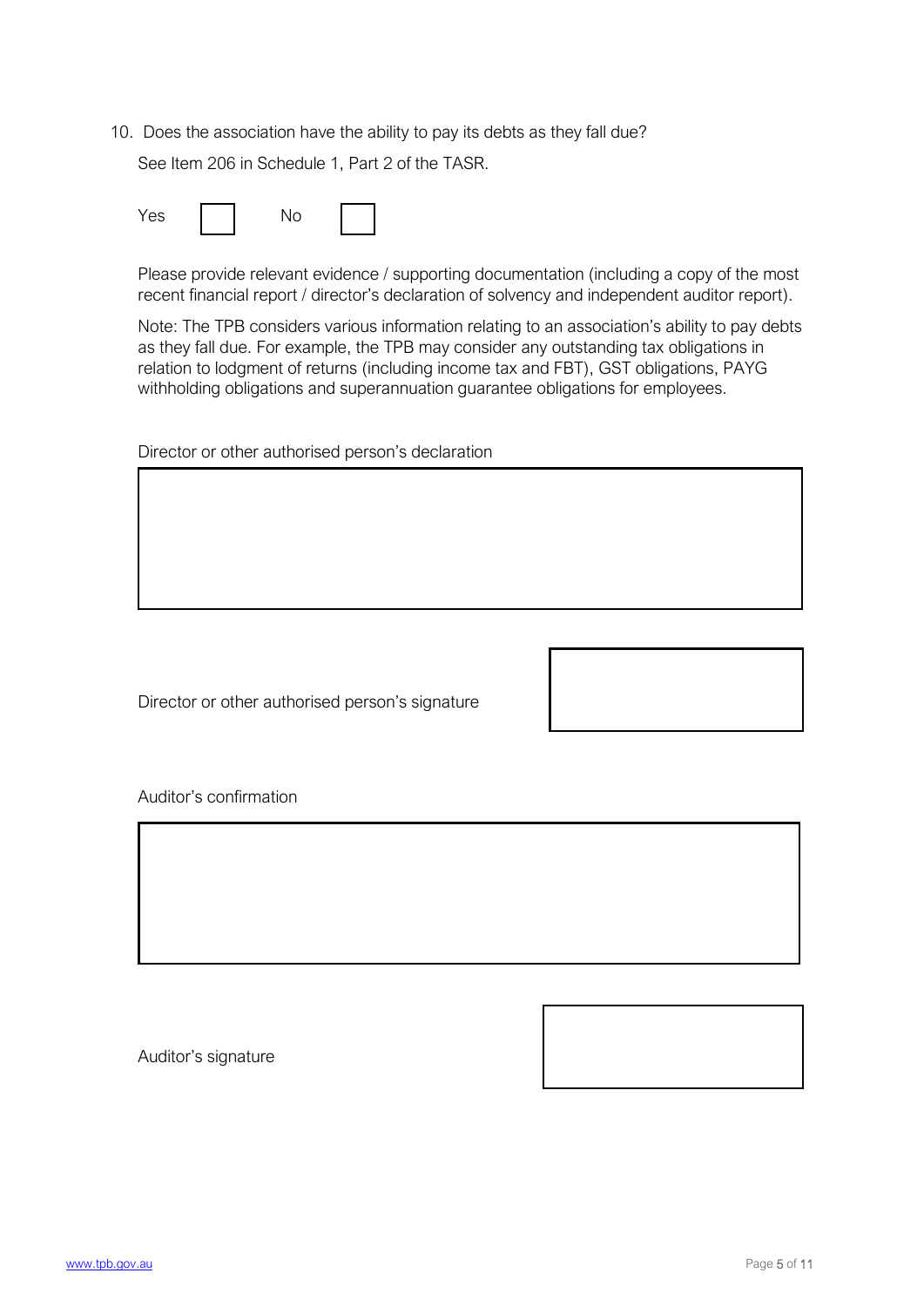10. Does the association have the ability to pay its debts as they fall due?

    See Item 206 in Schedule 1, Part 2 of the TASR.

    Yes ☐ No ☐

    Please provide relevant evidence / supporting documentation (including a copy of the most recent financial report / director's declaration of solvency and independent auditor report).

    Note: The TPB considers various information relating to an association's ability to pay debts as they fall due. For example, the TPB may consider any outstanding tax obligations in relation to lodgment of returns (including income tax and FBT), GST obligations, PAYG withholding obligations and superannuation guarantee obligations for employees.

Director or other authorised person's declaration

| |
|---|
| |

Director or other authorised person's signature

| |
|---|
| |

Auditor's confirmation

| |
|---|
| |

Auditor's signature

| |
|---|
| |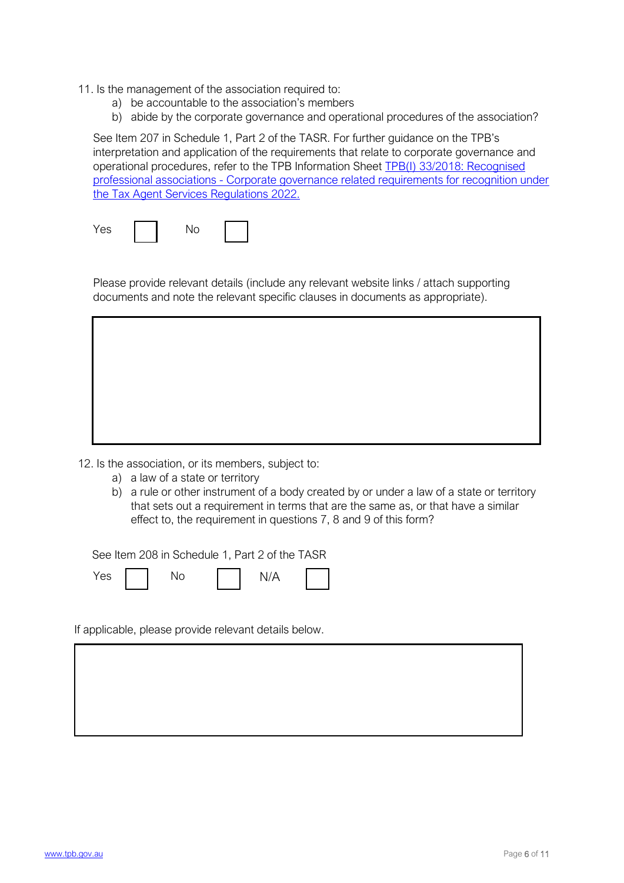11. Is the management of the association required to:
    a) be accountable to the association's members
    b) abide by the corporate governance and operational procedures of the association?

See Item 207 in Schedule 1, Part 2 of the TASR. For further guidance on the TPB's interpretation and application of the requirements that relate to corporate governance and operational procedures, refer to the TPB Information Sheet [TPB(I) 33/2018: Recognised professional associations - Corporate governance related requirements for recognition under the Tax Agent Services Regulations 2022.]()

Yes ☐ No ☐

Please provide relevant details (include any relevant website links / attach supporting documents and note the relevant specific clauses in documents as appropriate).

| |
|---|
| |

12. Is the association, or its members, subject to:
    a) a law of a state or territory
    b) a rule or other instrument of a body created by or under a law of a state or territory that sets out a requirement in terms that are the same as, or that have a similar effect to, the requirement in questions 7, 8 and 9 of this form?

See Item 208 in Schedule 1, Part 2 of the TASR

Yes ☐ No ☐ N/A ☐

If applicable, please provide relevant details below.

| |
|---|
| |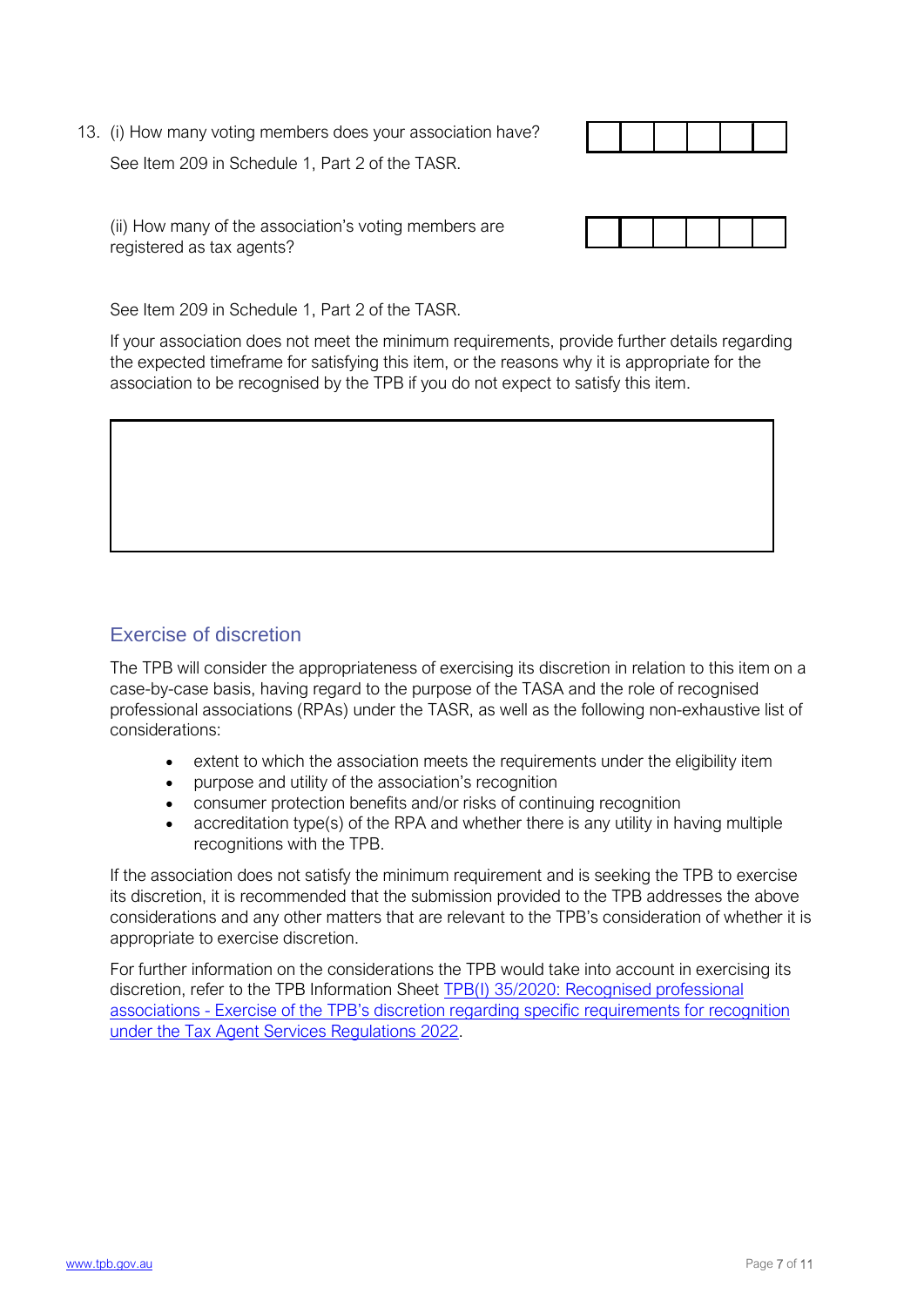13. (i) How many voting members does your association have?

    See Item 209 in Schedule 1, Part 2 of the TASR.

    (ii) How many of the association's voting members are registered as tax agents?

    See Item 209 in Schedule 1, Part 2 of the TASR.

    If your association does not meet the minimum requirements, provide further details regarding the expected timeframe for satisfying this item, or the reasons why it is appropriate for the association to be recognised by the TPB if you do not expect to satisfy this item.

## Exercise of discretion

The TPB will consider the appropriateness of exercising its discretion in relation to this item on a case-by-case basis, having regard to the purpose of the TASA and the role of recognised professional associations (RPAs) under the TASR, as well as the following non-exhaustive list of considerations:

- extent to which the association meets the requirements under the eligibility item
- purpose and utility of the association's recognition
- consumer protection benefits and/or risks of continuing recognition
- accreditation type(s) of the RPA and whether there is any utility in having multiple recognitions with the TPB.

If the association does not satisfy the minimum requirement and is seeking the TPB to exercise its discretion, it is recommended that the submission provided to the TPB addresses the above considerations and any other matters that are relevant to the TPB's consideration of whether it is appropriate to exercise discretion.

For further information on the considerations the TPB would take into account in exercising its discretion, refer to the TPB Information Sheet TPB(I) 35/2020: Recognised professional associations - Exercise of the TPB's discretion regarding specific requirements for recognition under the Tax Agent Services Regulations 2022.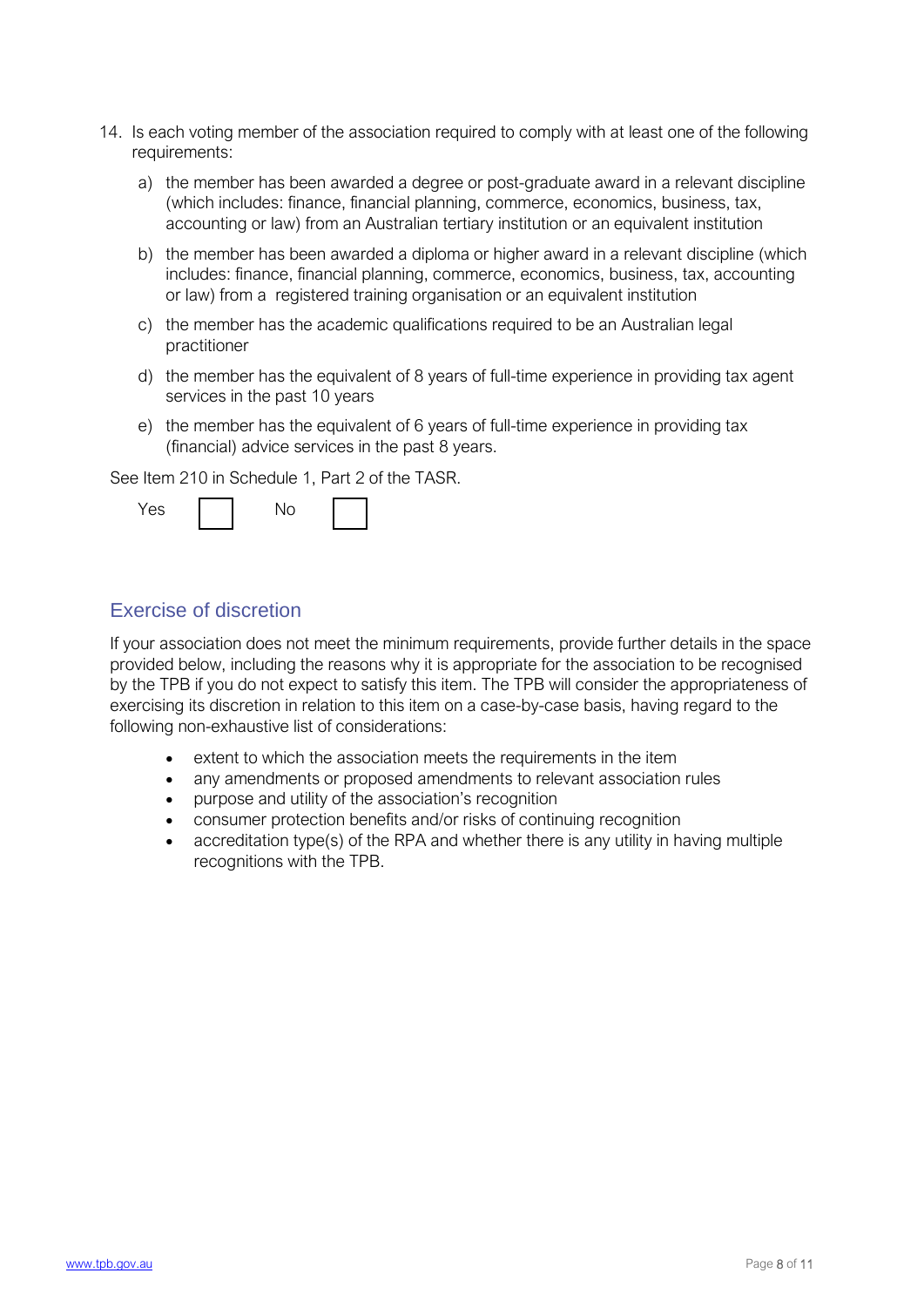14. Is each voting member of the association required to comply with at least one of the following requirements:

    a) the member has been awarded a degree or post-graduate award in a relevant discipline (which includes: finance, financial planning, commerce, economics, business, tax, accounting or law) from an Australian tertiary institution or an equivalent institution

    b) the member has been awarded a diploma or higher award in a relevant discipline (which includes: finance, financial planning, commerce, economics, business, tax, accounting or law) from a registered training organisation or an equivalent institution

    c) the member has the academic qualifications required to be an Australian legal practitioner

    d) the member has the equivalent of 8 years of full-time experience in providing tax agent services in the past 10 years

    e) the member has the equivalent of 6 years of full-time experience in providing tax (financial) advice services in the past 8 years.

    See Item 210 in Schedule 1, Part 2 of the TASR.

    Yes ☐ No ☐

## Exercise of discretion

If your association does not meet the minimum requirements, provide further details in the space provided below, including the reasons why it is appropriate for the association to be recognised by the TPB if you do not expect to satisfy this item. The TPB will consider the appropriateness of exercising its discretion in relation to this item on a case-by-case basis, having regard to the following non-exhaustive list of considerations:

- extent to which the association meets the requirements in the item
- any amendments or proposed amendments to relevant association rules
- purpose and utility of the association's recognition
- consumer protection benefits and/or risks of continuing recognition
- accreditation type(s) of the RPA and whether there is any utility in having multiple recognitions with the TPB.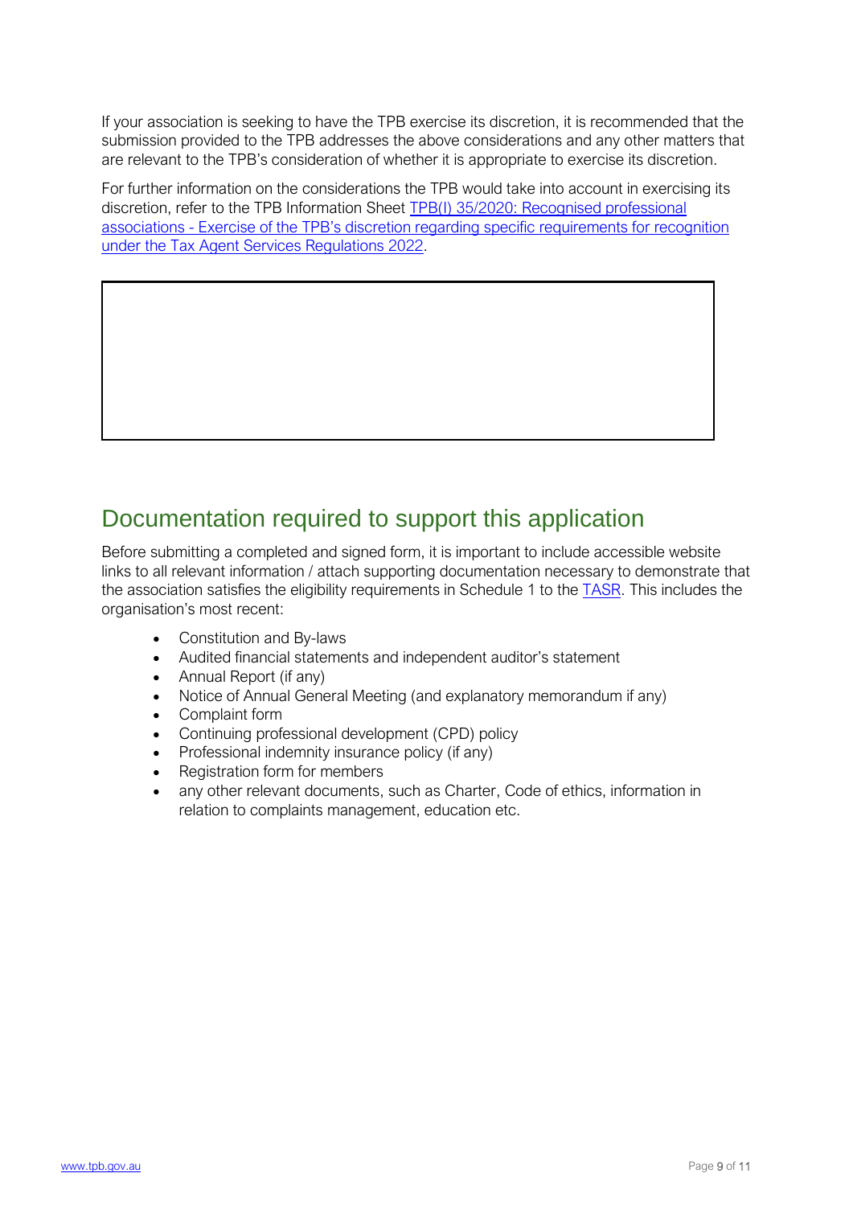If your association is seeking to have the TPB exercise its discretion, it is recommended that the submission provided to the TPB addresses the above considerations and any other matters that are relevant to the TPB's consideration of whether it is appropriate to exercise its discretion.

For further information on the considerations the TPB would take into account in exercising its discretion, refer to the TPB Information Sheet [TPB(I) 35/2020: Recognised professional associations - Exercise of the TPB's discretion regarding specific requirements for recognition under the Tax Agent Services Regulations 2022](#).

| |
|---|
| |

## Documentation required to support this application

Before submitting a completed and signed form, it is important to include accessible website links to all relevant information / attach supporting documentation necessary to demonstrate that the association satisfies the eligibility requirements in Schedule 1 to the [TASR](#). This includes the organisation's most recent:

- Constitution and By-laws
- Audited financial statements and independent auditor's statement
- Annual Report (if any)
- Notice of Annual General Meeting (and explanatory memorandum if any)
- Complaint form
- Continuing professional development (CPD) policy
- Professional indemnity insurance policy (if any)
- Registration form for members
- any other relevant documents, such as Charter, Code of ethics, information in relation to complaints management, education etc.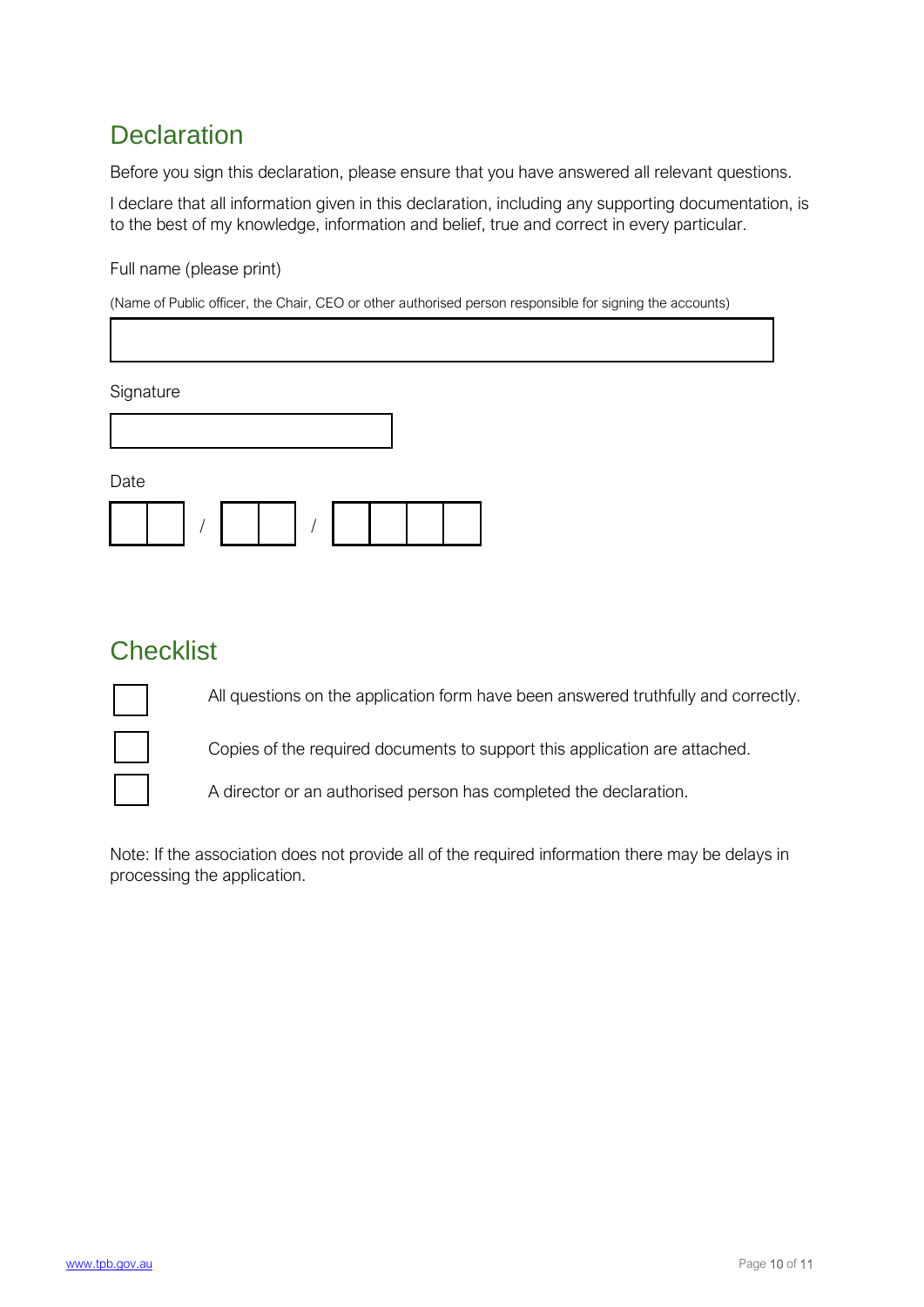## Declaration

Before you sign this declaration, please ensure that you have answered all relevant questions.

I declare that all information given in this declaration, including any supporting documentation, is to the best of my knowledge, information and belief, true and correct in every particular.

Full name (please print)

(Name of Public officer, the Chair, CEO or other authorised person responsible for signing the accounts)

Signature

Date

\_\_ \_\_ / \_\_ \_\_ / \_\_ \_\_ \_\_ \_\_

## Checklist

- [ ] All questions on the application form have been answered truthfully and correctly.
- [ ] Copies of the required documents to support this application are attached.
- [ ] A director or an authorised person has completed the declaration.

Note: If the association does not provide all of the required information there may be delays in processing the application.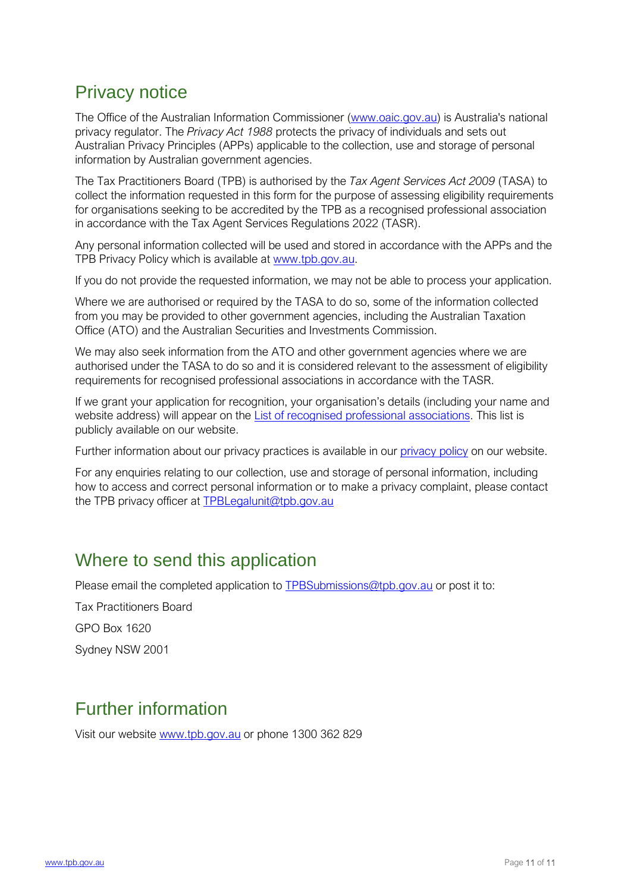## Privacy notice

The Office of the Australian Information Commissioner (www.oaic.gov.au) is Australia's national privacy regulator. The *Privacy Act 1988* protects the privacy of individuals and sets out Australian Privacy Principles (APPs) applicable to the collection, use and storage of personal information by Australian government agencies.

The Tax Practitioners Board (TPB) is authorised by the *Tax Agent Services Act 2009* (TASA) to collect the information requested in this form for the purpose of assessing eligibility requirements for organisations seeking to be accredited by the TPB as a recognised professional association in accordance with the Tax Agent Services Regulations 2022 (TASR).

Any personal information collected will be used and stored in accordance with the APPs and the TPB Privacy Policy which is available at www.tpb.gov.au.

If you do not provide the requested information, we may not be able to process your application.

Where we are authorised or required by the TASA to do so, some of the information collected from you may be provided to other government agencies, including the Australian Taxation Office (ATO) and the Australian Securities and Investments Commission.

We may also seek information from the ATO and other government agencies where we are authorised under the TASA to do so and it is considered relevant to the assessment of eligibility requirements for recognised professional associations in accordance with the TASR.

If we grant your application for recognition, your organisation's details (including your name and website address) will appear on the List of recognised professional associations. This list is publicly available on our website.

Further information about our privacy practices is available in our privacy policy on our website.

For any enquiries relating to our collection, use and storage of personal information, including how to access and correct personal information or to make a privacy complaint, please contact the TPB privacy officer at TPBLegalunit@tpb.gov.au

## Where to send this application

Please email the completed application to TPBSubmissions@tpb.gov.au or post it to:

Tax Practitioners Board

GPO Box 1620

Sydney NSW 2001

## Further information

Visit our website www.tpb.gov.au or phone 1300 362 829